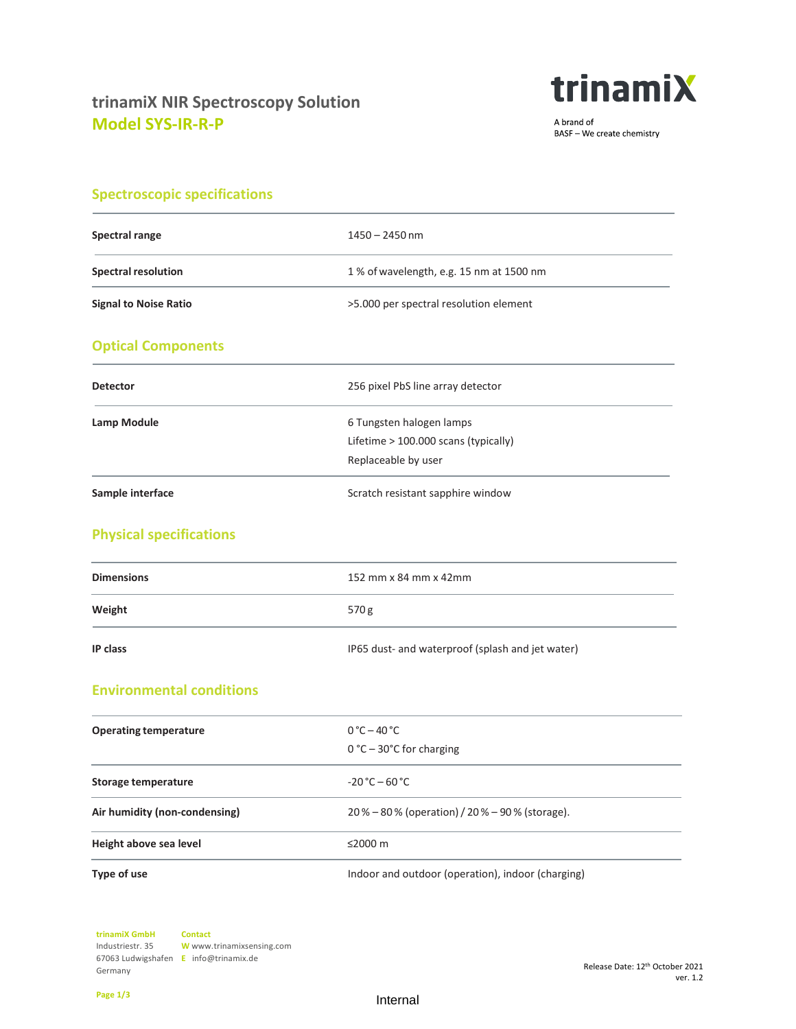# trinamiX NIR Spectroscopy Solution

## Model SYS-IR-R-P

trinamiX

A brand of
BASF – We create chemistry

## Spectroscopic specifications

| | |
|---|---|
| **Spectral range** | 1450 – 2450 nm |
| **Spectral resolution** | 1 % of wavelength, e.g. 15 nm at 1500 nm |
| **Signal to Noise Ratio** | >5.000 per spectral resolution element |

## Optical Components

| | |
|---|---|
| **Detector** | 256 pixel PbS line array detector |
| **Lamp Module** | 6 Tungsten halogen lamps<br>Lifetime > 100.000 scans (typically)<br>Replaceable by user |
| **Sample interface** | Scratch resistant sapphire window |

## Physical specifications

| | |
|---|---|
| **Dimensions** | 152 mm x 84 mm x 42mm |
| **Weight** | 570 g |
| **IP class** | IP65 dust- and waterproof (splash and jet water) |

## Environmental conditions

| | |
|---|---|
| **Operating temperature** | 0 °C – 40 °C<br>0 °C – 30°C for charging |
| **Storage temperature** | -20 °C – 60 °C |
| **Air humidity (non-condensing)** | 20 % – 80 % (operation) / 20 % – 90 % (storage). |
| **Height above sea level** | ≤2000 m |
| **Type of use** | Indoor and outdoor (operation), indoor (charging) |

**trinamiX GmbH**
Industriestr. 35
67063 Ludwigshafen
Germany

**Contact**
W www.trinamixsensing.com
E info@trinamix.de

Release Date: 12th October 2021
ver. 1.2

Internal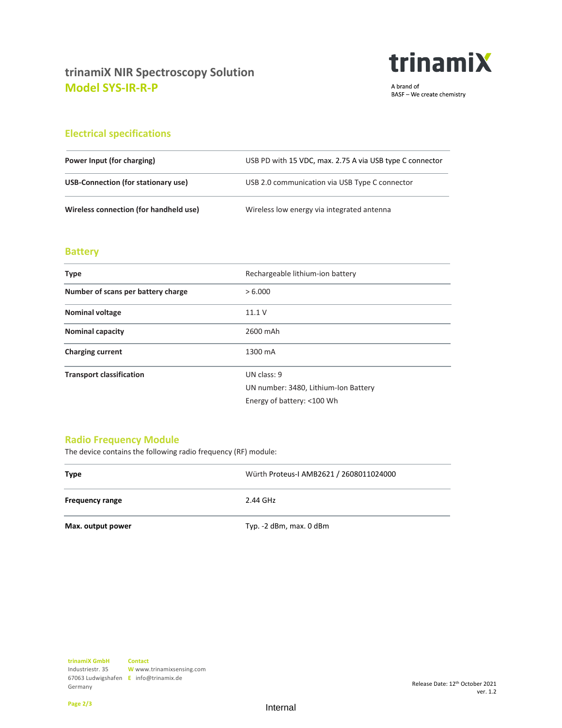# trinamiX NIR Spectroscopy Solution
## Model SYS-IR-R-P

trinamiX
A brand of
BASF – We create chemistry

### Electrical specifications

| | |
|---|---|
| **Power Input (for charging)** | USB PD with 15 VDC, max. 2.75 A via USB type C connector |
| **USB-Connection (for stationary use)** | USB 2.0 communication via USB Type C connector |
| **Wireless connection (for handheld use)** | Wireless low energy via integrated antenna |

### Battery

| | |
|---|---|
| **Type** | Rechargeable lithium-ion battery |
| **Number of scans per battery charge** | > 6.000 |
| **Nominal voltage** | 11.1 V |
| **Nominal capacity** | 2600 mAh |
| **Charging current** | 1300 mA |
| **Transport classification** | UN class: 9<br>UN number: 3480, Lithium-Ion Battery<br>Energy of battery: <100 Wh |

### Radio Frequency Module

The device contains the following radio frequency (RF) module:

| | |
|---|---|
| **Type** | Würth Proteus-I AMB2621 / 2608011024000 |
| **Frequency range** | 2.44 GHz |
| **Max. output power** | Typ. -2 dBm, max. 0 dBm |

**trinamiX GmbH**
Industriestr. 35
67063 Ludwigshafen
Germany

**Contact**
W www.trinamixsensing.com
E info@trinamix.de

Release Date: 12th October 2021
ver. 1.2

Internal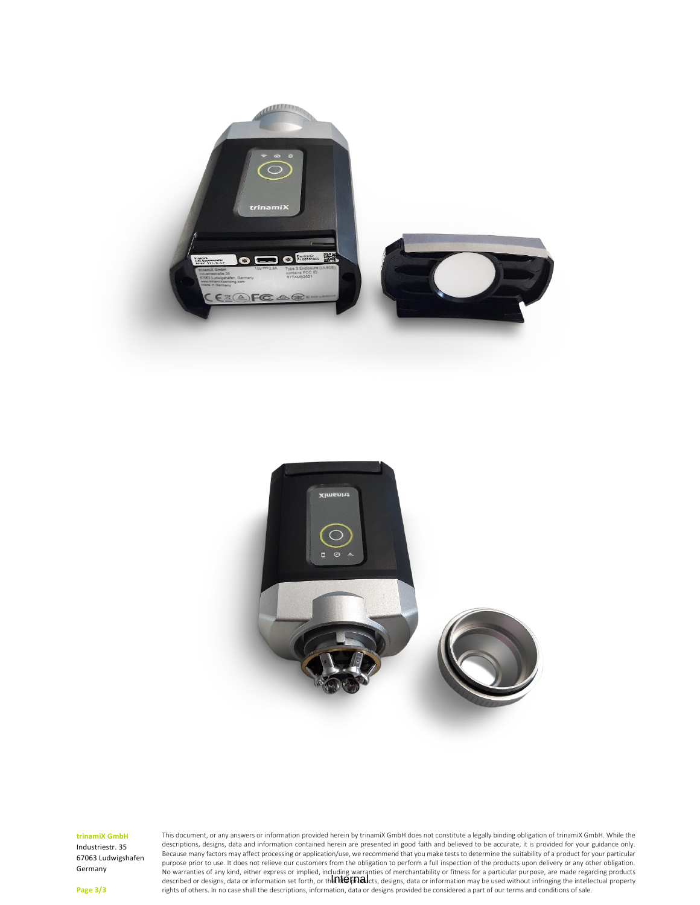**trinamiX GmbH**
Industriestr. 35
67063 Ludwigshafen
Germany

This document, or any answers or information provided herein by trinamiX GmbH does not constitute a legally binding obligation of trinamiX GmbH. While the descriptions, designs, data and information contained herein are presented in good faith and believed to be accurate, it is provided for your guidance only. Because many factors may affect processing or application/use, we recommend that you make tests to determine the suitability of a product for your particular purpose prior to use. It does not relieve our customers from the obligation to perform a full inspection of the products upon delivery or any other obligation. No warranties of any kind, either express or implied, including warranties of merchantability or fitness for a particular purpose, are made regarding products described or designs, data or information set forth, or that the products, designs, data or information may be used without infringing the intellectual property rights of others. In no case shall the descriptions, information, data or designs provided be considered a part of our terms and conditions of sale.

Internal